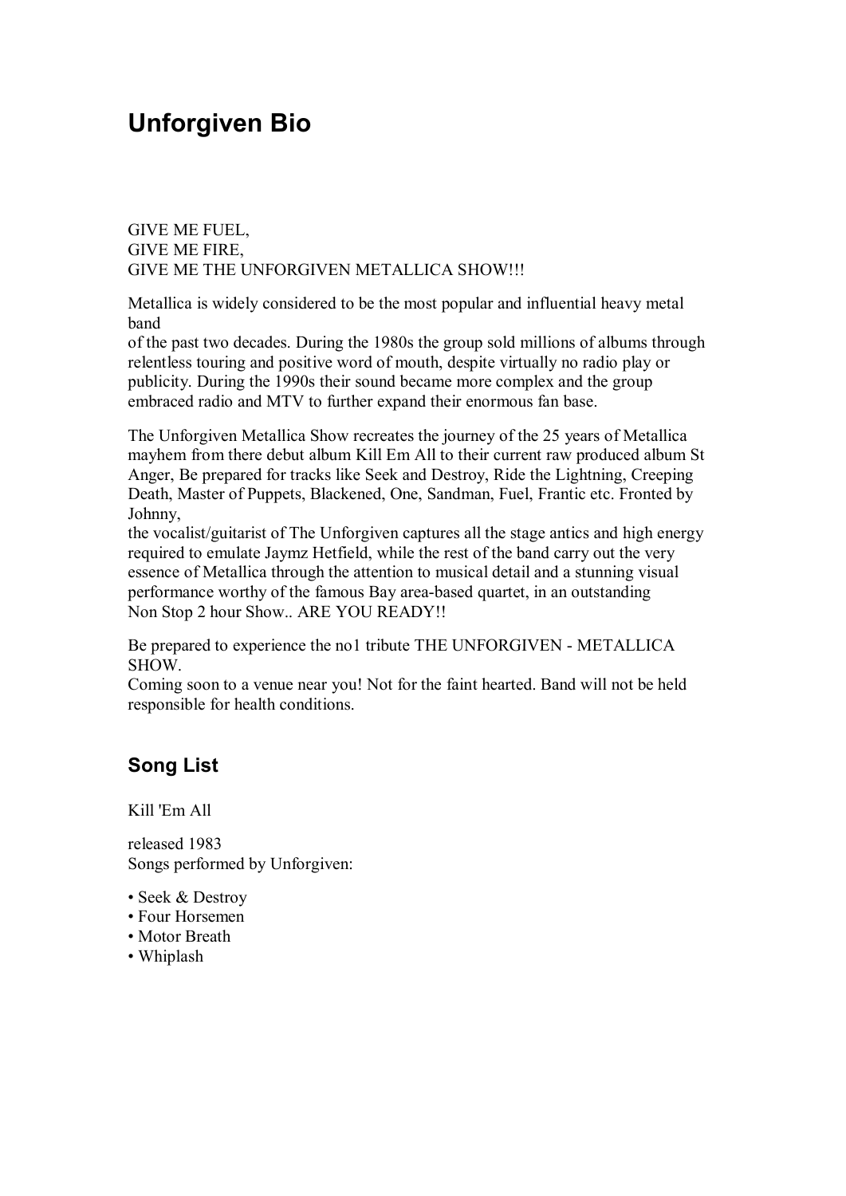# Unforgiven Bio

GIVE ME FUEL,
GIVE ME FIRE,
GIVE ME THE UNFORGIVEN METALLICA SHOW!!!

Metallica is widely considered to be the most popular and influential heavy metal band
of the past two decades. During the 1980s the group sold millions of albums through relentless touring and positive word of mouth, despite virtually no radio play or publicity. During the 1990s their sound became more complex and the group embraced radio and MTV to further expand their enormous fan base.

The Unforgiven Metallica Show recreates the journey of the 25 years of Metallica mayhem from there debut album Kill Em All to their current raw produced album St Anger, Be prepared for tracks like Seek and Destroy, Ride the Lightning, Creeping Death, Master of Puppets, Blackened, One, Sandman, Fuel, Frantic etc. Fronted by Johnny,
the vocalist/guitarist of The Unforgiven captures all the stage antics and high energy required to emulate Jaymz Hetfield, while the rest of the band carry out the very essence of Metallica through the attention to musical detail and a stunning visual performance worthy of the famous Bay area-based quartet, in an outstanding Non Stop 2 hour Show.. ARE YOU READY!!

Be prepared to experience the no1 tribute THE UNFORGIVEN - METALLICA SHOW.
Coming soon to a venue near you! Not for the faint hearted. Band will not be held responsible for health conditions.

## Song List

Kill 'Em All

released 1983
Songs performed by Unforgiven:

- Seek & Destroy
- Four Horsemen
- Motor Breath
- Whiplash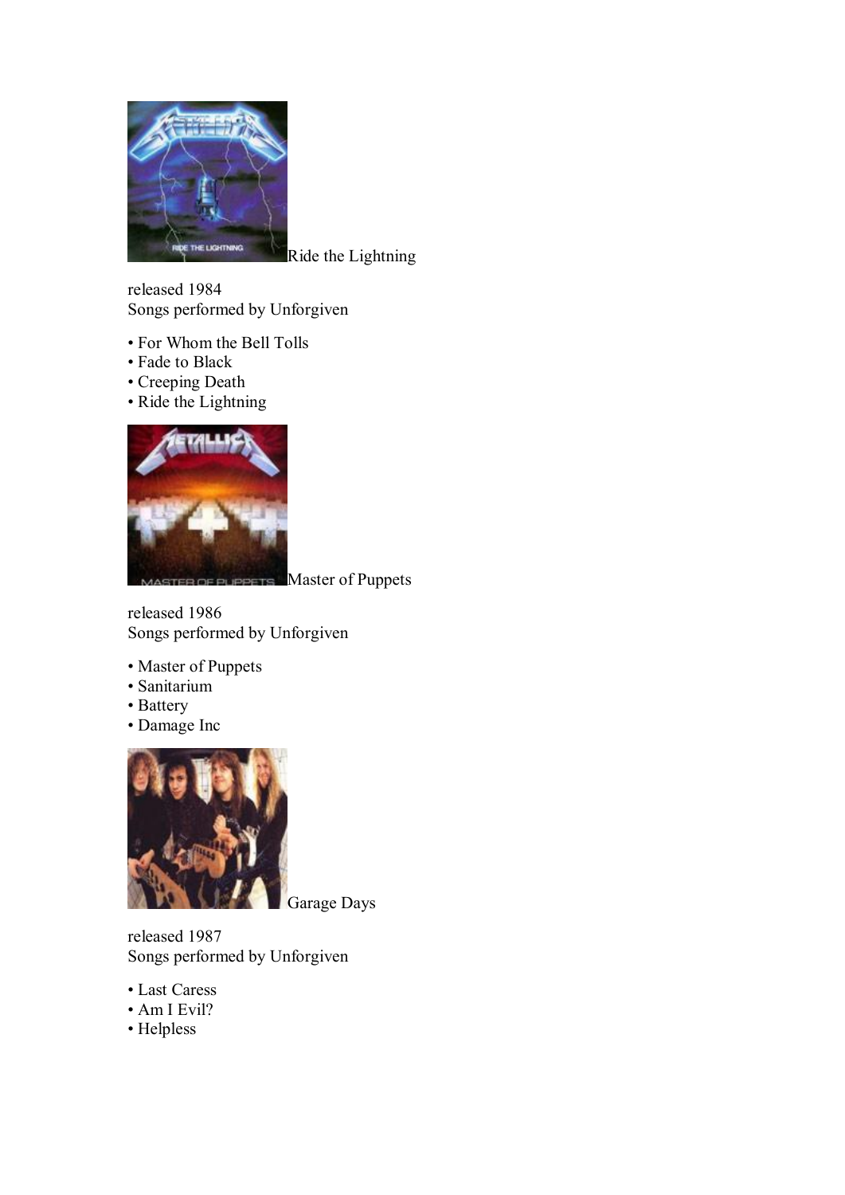Ride the Lightning

released 1984
Songs performed by Unforgiven

- For Whom the Bell Tolls
- Fade to Black
- Creeping Death
- Ride the Lightning

Master of Puppets

released 1986
Songs performed by Unforgiven

- Master of Puppets
- Sanitarium
- Battery
- Damage Inc

Garage Days

released 1987
Songs performed by Unforgiven

- Last Caress
- Am I Evil?
- Helpless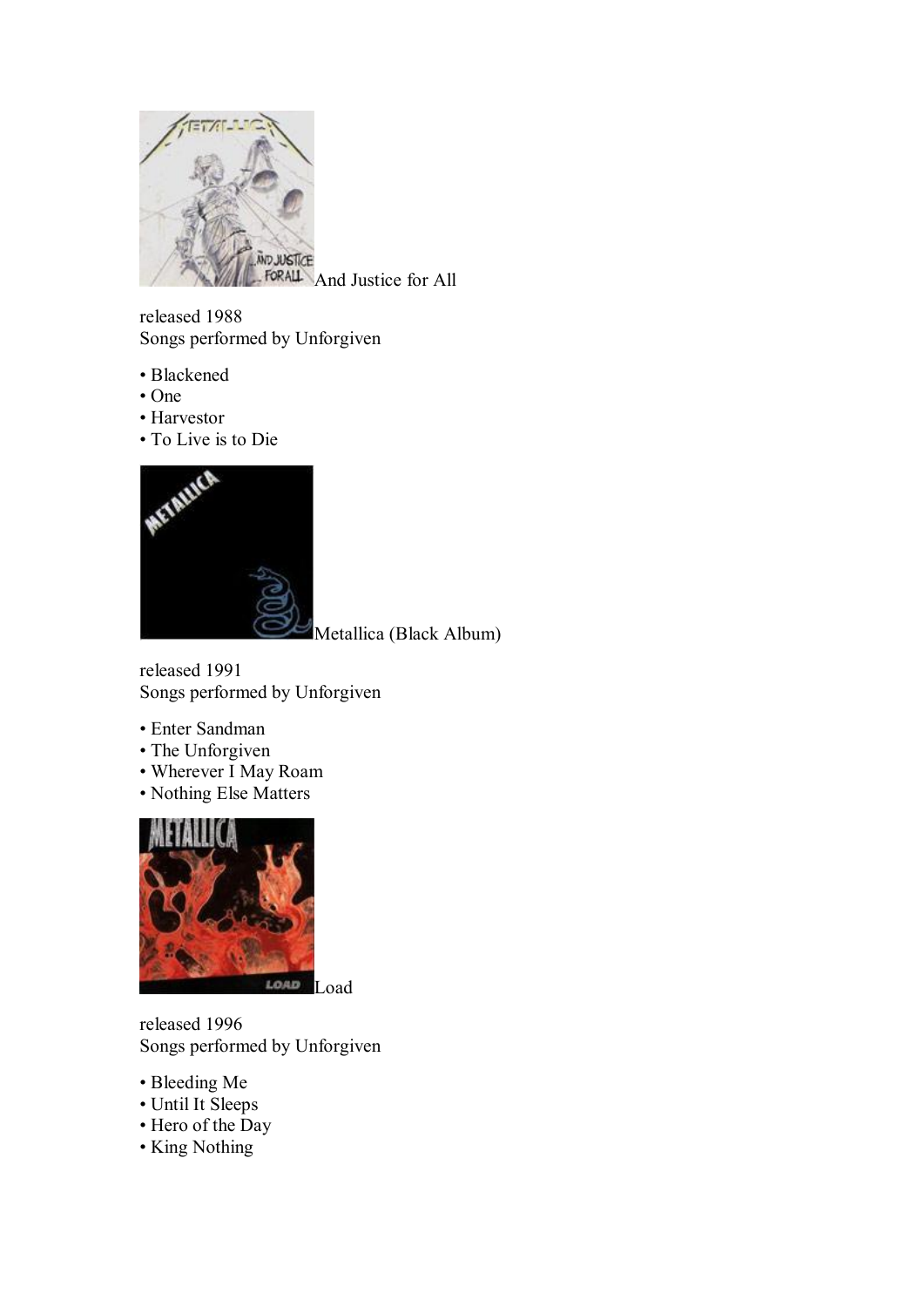And Justice for All

released 1988
Songs performed by Unforgiven

- Blackened
- One
- Harvestor
- To Live is to Die

Metallica (Black Album)

released 1991
Songs performed by Unforgiven

- Enter Sandman
- The Unforgiven
- Wherever I May Roam
- Nothing Else Matters

Load

released 1996
Songs performed by Unforgiven

- Bleeding Me
- Until It Sleeps
- Hero of the Day
- King Nothing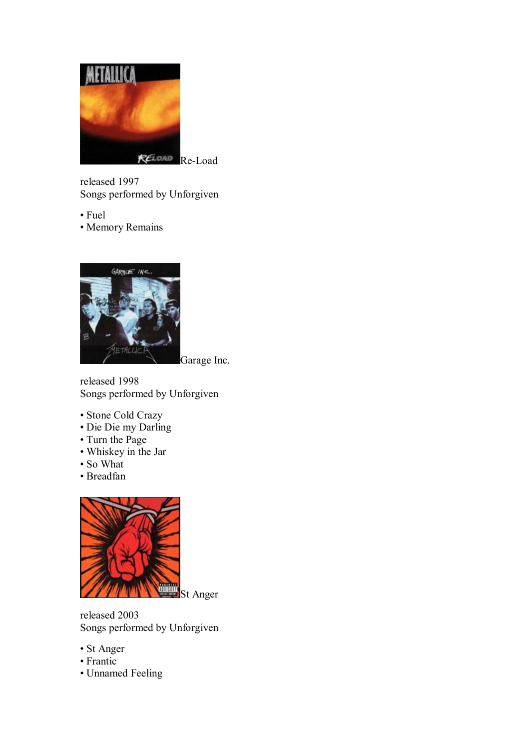Re-Load

released 1997
Songs performed by Unforgiven

- Fuel
- Memory Remains

Garage Inc.

released 1998
Songs performed by Unforgiven

- Stone Cold Crazy
- Die Die my Darling
- Turn the Page
- Whiskey in the Jar
- So What
- Breadfan

St Anger

released 2003
Songs performed by Unforgiven

- St Anger
- Frantic
- Unnamed Feeling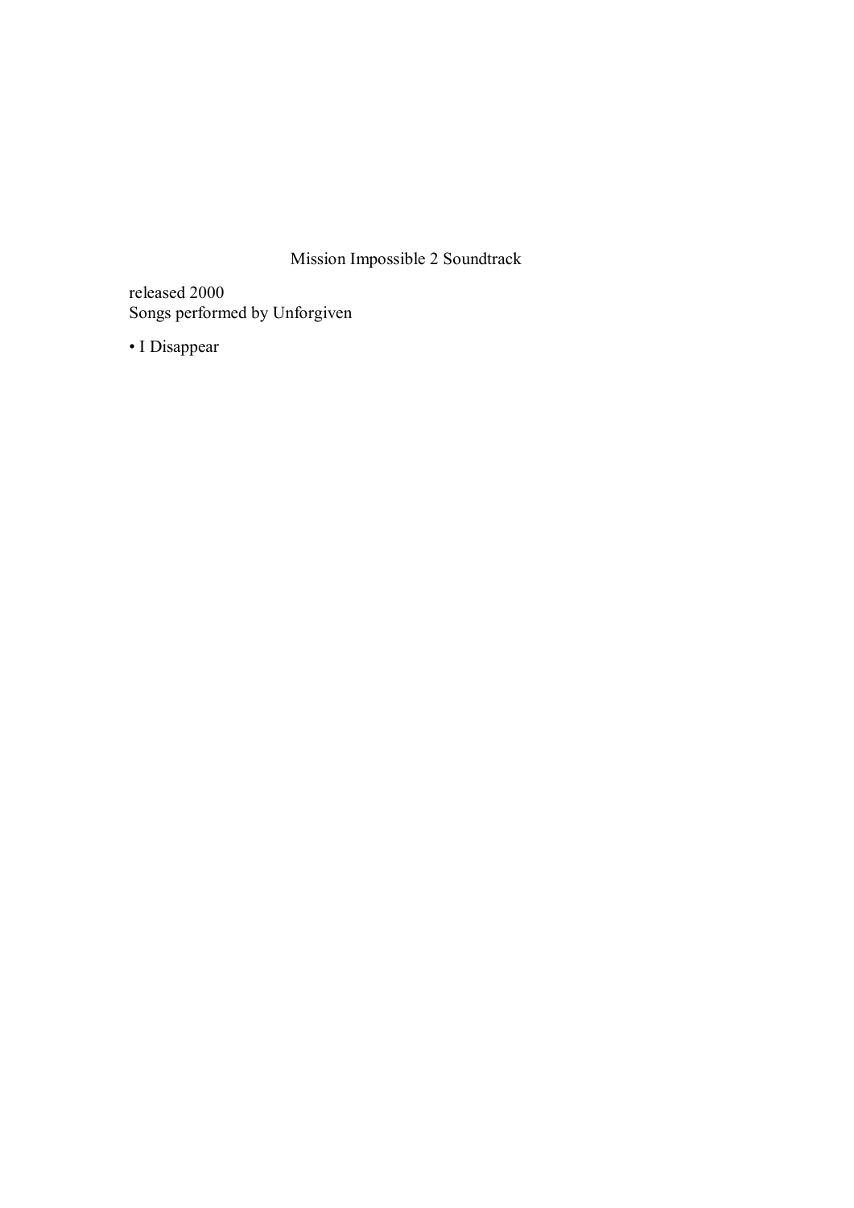# Mission Impossible 2 Soundtrack

released 2000
Songs performed by Unforgiven

- I Disappear